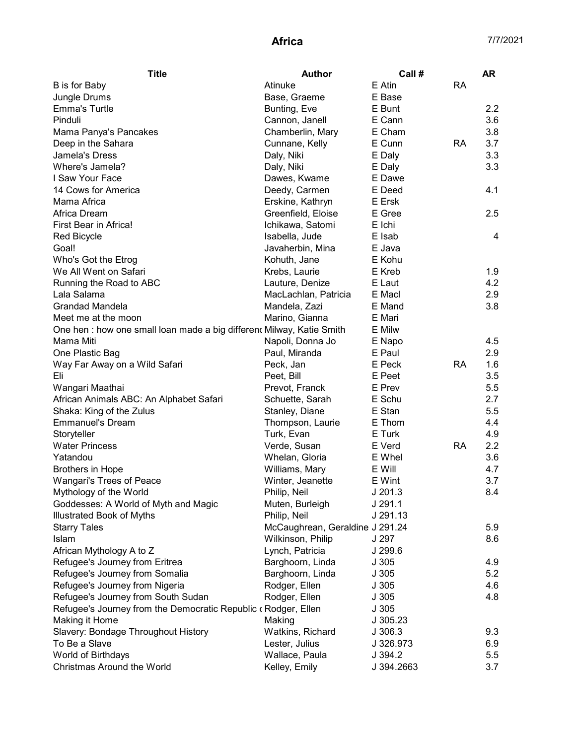# Africa

7/7/2021

| Title | Author | Call # | | AR |
|---|---|---|---|---|
| B is for Baby | Atinuke | E Atin | RA | |
| Jungle Drums | Base, Graeme | E Base | | |
| Emma's Turtle | Bunting, Eve | E Bunt | | 2.2 |
| Pinduli | Cannon, Janell | E Cann | | 3.6 |
| Mama Panya's Pancakes | Chamberlin, Mary | E Cham | | 3.8 |
| Deep in the Sahara | Cunnane, Kelly | E Cunn | RA | 3.7 |
| Jamela's Dress | Daly, Niki | E Daly | | 3.3 |
| Where's Jamela? | Daly, Niki | E Daly | | 3.3 |
| I Saw Your Face | Dawes, Kwame | E Dawe | | |
| 14 Cows for America | Deedy, Carmen | E Deed | | 4.1 |
| Mama Africa | Erskine, Kathryn | E Ersk | | |
| Africa Dream | Greenfield, Eloise | E Gree | | 2.5 |
| First Bear in Africa! | Ichikawa, Satomi | E Ichi | | |
| Red Bicycle | Isabella, Jude | E Isab | | 4 |
| Goal! | Javaherbin, Mina | E Java | | |
| Who's Got the Etrog | Kohuth, Jane | E Kohu | | |
| We All Went on Safari | Krebs, Laurie | E Kreb | | 1.9 |
| Running the Road to ABC | Lauture, Denize | E Laut | | 4.2 |
| Lala Salama | MacLachlan, Patricia | E Macl | | 2.9 |
| Grandad Mandela | Mandela, Zazi | E Mand | | 3.8 |
| Meet me at the moon | Marino, Gianna | E Mari | | |
| One hen : how one small loan made a big differenc | Milway, Katie Smith | E Milw | | |
| Mama Miti | Napoli, Donna Jo | E Napo | | 4.5 |
| One Plastic Bag | Paul, Miranda | E Paul | | 2.9 |
| Way Far Away on a Wild Safari | Peck, Jan | E Peck | RA | 1.6 |
| Eli | Peet, Bill | E Peet | | 3.5 |
| Wangari Maathai | Prevot, Franck | E Prev | | 5.5 |
| African Animals ABC: An Alphabet Safari | Schuette, Sarah | E Schu | | 2.7 |
| Shaka: King of the Zulus | Stanley, Diane | E Stan | | 5.5 |
| Emmanuel's Dream | Thompson, Laurie | E Thom | | 4.4 |
| Storyteller | Turk, Evan | E Turk | | 4.9 |
| Water Princess | Verde, Susan | E Verd | RA | 2.2 |
| Yatandou | Whelan, Gloria | E Whel | | 3.6 |
| Brothers in Hope | Williams, Mary | E Will | | 4.7 |
| Wangari's Trees of Peace | Winter, Jeanette | E Wint | | 3.7 |
| Mythology of the World | Philip, Neil | J 201.3 | | 8.4 |
| Goddesses: A World of Myth and Magic | Muten, Burleigh | J 291.1 | | |
| Illustrated Book of Myths | Philip, Neil | J 291.13 | | |
| Starry Tales | McCaughrean, Geraldine | J 291.24 | | 5.9 |
| Islam | Wilkinson, Philip | J 297 | | 8.6 |
| African Mythology A to Z | Lynch, Patricia | J 299.6 | | |
| Refugee's Journey from Eritrea | Barghoorn, Linda | J 305 | | 4.9 |
| Refugee's Journey from Somalia | Barghoorn, Linda | J 305 | | 5.2 |
| Refugee's Journey from Nigeria | Rodger, Ellen | J 305 | | 4.6 |
| Refugee's Journey from South Sudan | Rodger, Ellen | J 305 | | 4.8 |
| Refugee's Journey from the Democratic Republic ( | Rodger, Ellen | J 305 | | |
| Making it Home | Making | J 305.23 | | |
| Slavery: Bondage Throughout History | Watkins, Richard | J 306.3 | | 9.3 |
| To Be a Slave | Lester, Julius | J 326.973 | | 6.9 |
| World of Birthdays | Wallace, Paula | J 394.2 | | 5.5 |
| Christmas Around the World | Kelley, Emily | J 394.2663 | | 3.7 |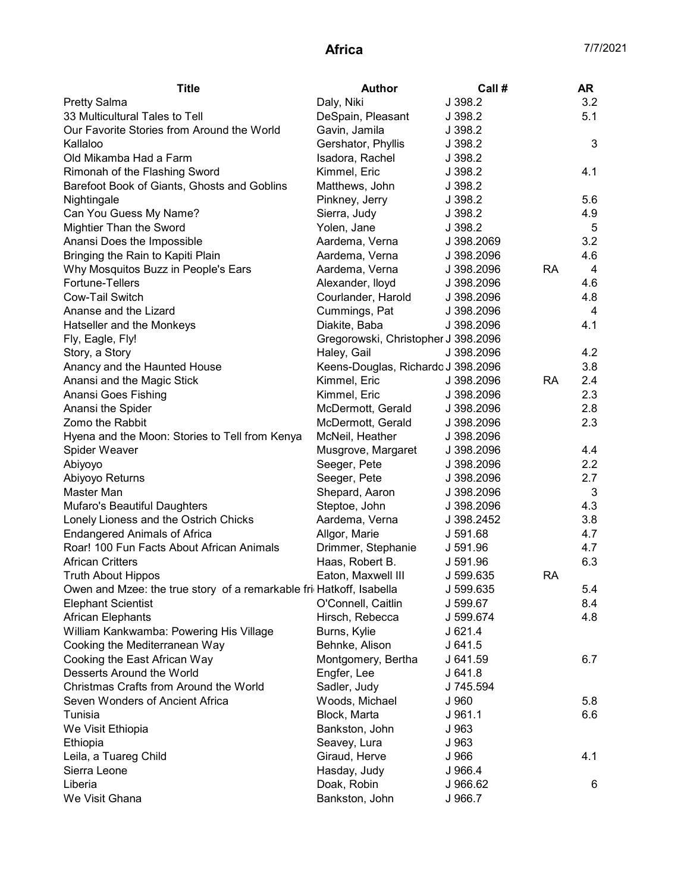# Africa

7/7/2021

| Title | Author | Call # | | AR |
|---|---|---|---|---|
| Pretty Salma | Daly, Niki | J 398.2 | | 3.2 |
| 33 Multicultural Tales to Tell | DeSpain, Pleasant | J 398.2 | | 5.1 |
| Our Favorite Stories from Around the World | Gavin, Jamila | J 398.2 | | |
| Kallaloo | Gershator, Phyllis | J 398.2 | | 3 |
| Old Mikamba Had a Farm | Isadora, Rachel | J 398.2 | | |
| Rimonah of the Flashing Sword | Kimmel, Eric | J 398.2 | | 4.1 |
| Barefoot Book of Giants, Ghosts and Goblins | Matthews, John | J 398.2 | | |
| Nightingale | Pinkney, Jerry | J 398.2 | | 5.6 |
| Can You Guess My Name? | Sierra, Judy | J 398.2 | | 4.9 |
| Mightier Than the Sword | Yolen, Jane | J 398.2 | | 5 |
| Anansi Does the Impossible | Aardema, Verna | J 398.2069 | | 3.2 |
| Bringing the Rain to Kapiti Plain | Aardema, Verna | J 398.2096 | | 4.6 |
| Why Mosquitos Buzz in People's Ears | Aardema, Verna | J 398.2096 | RA | 4 |
| Fortune-Tellers | Alexander, lloyd | J 398.2096 | | 4.6 |
| Cow-Tail Switch | Courlander, Harold | J 398.2096 | | 4.8 |
| Ananse and the Lizard | Cummings, Pat | J 398.2096 | | 4 |
| Hatseller and the Monkeys | Diakite, Baba | J 398.2096 | | 4.1 |
| Fly, Eagle, Fly! | Gregorowski, Christopher | J 398.2096 | | |
| Story, a Story | Haley, Gail | J 398.2096 | | 4.2 |
| Anancy and the Haunted House | Keens-Douglas, Richardo | J 398.2096 | | 3.8 |
| Anansi and the Magic Stick | Kimmel, Eric | J 398.2096 | RA | 2.4 |
| Anansi Goes Fishing | Kimmel, Eric | J 398.2096 | | 2.3 |
| Anansi the Spider | McDermott, Gerald | J 398.2096 | | 2.8 |
| Zomo the Rabbit | McDermott, Gerald | J 398.2096 | | 2.3 |
| Hyena and the Moon: Stories to Tell from Kenya | McNeil, Heather | J 398.2096 | | |
| Spider Weaver | Musgrove, Margaret | J 398.2096 | | 4.4 |
| Abiyoyo | Seeger, Pete | J 398.2096 | | 2.2 |
| Abiyoyo Returns | Seeger, Pete | J 398.2096 | | 2.7 |
| Master Man | Shepard, Aaron | J 398.2096 | | 3 |
| Mufaro's Beautiful Daughters | Steptoe, John | J 398.2096 | | 4.3 |
| Lonely Lioness and the Ostrich Chicks | Aardema, Verna | J 398.2452 | | 3.8 |
| Endangered Animals of Africa | Allgor, Marie | J 591.68 | | 4.7 |
| Roar! 100 Fun Facts About African Animals | Drimmer, Stephanie | J 591.96 | | 4.7 |
| African Critters | Haas, Robert B. | J 591.96 | | 6.3 |
| Truth About Hippos | Eaton, Maxwell III | J 599.635 | RA | |
| Owen and Mzee: the true story of a remarkable fri | Hatkoff, Isabella | J 599.635 | | 5.4 |
| Elephant Scientist | O'Connell, Caitlin | J 599.67 | | 8.4 |
| African Elephants | Hirsch, Rebecca | J 599.674 | | 4.8 |
| William Kankwamba: Powering His Village | Burns, Kylie | J 621.4 | | |
| Cooking the Mediterranean Way | Behnke, Alison | J 641.5 | | |
| Cooking the East African Way | Montgomery, Bertha | J 641.59 | | 6.7 |
| Desserts Around the World | Engfer, Lee | J 641.8 | | |
| Christmas Crafts from Around the World | Sadler, Judy | J 745.594 | | |
| Seven Wonders of Ancient Africa | Woods, Michael | J 960 | | 5.8 |
| Tunisia | Block, Marta | J 961.1 | | 6.6 |
| We Visit Ethiopia | Bankston, John | J 963 | | |
| Ethiopia | Seavey, Lura | J 963 | | |
| Leila, a Tuareg Child | Giraud, Herve | J 966 | | 4.1 |
| Sierra Leone | Hasday, Judy | J 966.4 | | |
| Liberia | Doak, Robin | J 966.62 | | 6 |
| We Visit Ghana | Bankston, John | J 966.7 | | |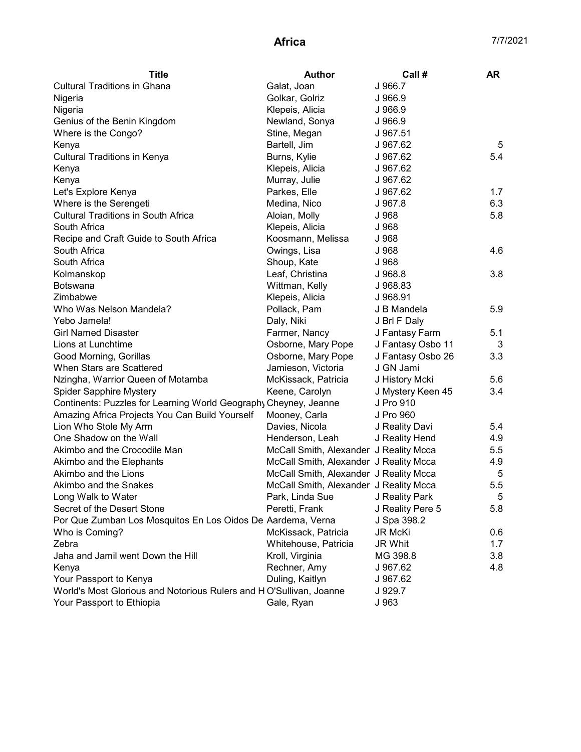# Africa

7/7/2021

| Title | Author | Call # | AR |
|---|---|---|---|
| Cultural Traditions in Ghana | Galat, Joan | J 966.7 | |
| Nigeria | Golkar, Golriz | J 966.9 | |
| Nigeria | Klepeis, Alicia | J 966.9 | |
| Genius of the Benin Kingdom | Newland, Sonya | J 966.9 | |
| Where is the Congo? | Stine, Megan | J 967.51 | |
| Kenya | Bartell, Jim | J 967.62 | 5 |
| Cultural Traditions in Kenya | Burns, Kylie | J 967.62 | 5.4 |
| Kenya | Klepeis, Alicia | J 967.62 | |
| Kenya | Murray, Julie | J 967.62 | |
| Let's Explore Kenya | Parkes, Elle | J 967.62 | 1.7 |
| Where is the Serengeti | Medina, Nico | J 967.8 | 6.3 |
| Cultural Traditions in South Africa | Aloian, Molly | J 968 | 5.8 |
| South Africa | Klepeis, Alicia | J 968 | |
| Recipe and Craft Guide to South Africa | Koosmann, Melissa | J 968 | |
| South Africa | Owings, Lisa | J 968 | 4.6 |
| South Africa | Shoup, Kate | J 968 | |
| Kolmanskop | Leaf, Christina | J 968.8 | 3.8 |
| Botswana | Wittman, Kelly | J 968.83 | |
| Zimbabwe | Klepeis, Alicia | J 968.91 | |
| Who Was Nelson Mandela? | Pollack, Pam | J B Mandela | 5.9 |
| Yebo Jamela! | Daly, Niki | J Brl F Daly | |
| Girl Named Disaster | Farmer, Nancy | J Fantasy Farm | 5.1 |
| Lions at Lunchtime | Osborne, Mary Pope | J Fantasy Osbo 11 | 3 |
| Good Morning, Gorillas | Osborne, Mary Pope | J Fantasy Osbo 26 | 3.3 |
| When Stars are Scattered | Jamieson, Victoria | J GN Jami | |
| Nzingha, Warrior Queen of Motamba | McKissack, Patricia | J History Mcki | 5.6 |
| Spider Sapphire Mystery | Keene, Carolyn | J Mystery Keen 45 | 3.4 |
| Continents: Puzzles for Learning World Geography | Cheyney, Jeanne | J Pro 910 | |
| Amazing Africa Projects You Can Build Yourself | Mooney, Carla | J Pro 960 | |
| Lion Who Stole My Arm | Davies, Nicola | J Reality Davi | 5.4 |
| One Shadow on the Wall | Henderson, Leah | J Reality Hend | 4.9 |
| Akimbo and the Crocodile Man | McCall Smith, Alexander | J Reality Mcca | 5.5 |
| Akimbo and the Elephants | McCall Smith, Alexander | J Reality Mcca | 4.9 |
| Akimbo and the Lions | McCall Smith, Alexander | J Reality Mcca | 5 |
| Akimbo and the Snakes | McCall Smith, Alexander | J Reality Mcca | 5.5 |
| Long Walk to Water | Park, Linda Sue | J Reality Park | 5 |
| Secret of the Desert Stone | Peretti, Frank | J Reality Pere 5 | 5.8 |
| Por Que Zumban Los Mosquitos En Los Oidos De | Aardema, Verna | J Spa 398.2 | |
| Who is Coming? | McKissack, Patricia | JR McKi | 0.6 |
| Zebra | Whitehouse, Patricia | JR Whit | 1.7 |
| Jaha and Jamil went Down the Hill | Kroll, Virginia | MG 398.8 | 3.8 |
| Kenya | Rechner, Amy | J 967.62 | 4.8 |
| Your Passport to Kenya | Duling, Kaitlyn | J 967.62 | |
| World's Most Glorious and Notorious Rulers and H | O'Sullivan, Joanne | J 929.7 | |
| Your Passport to Ethiopia | Gale, Ryan | J 963 | |